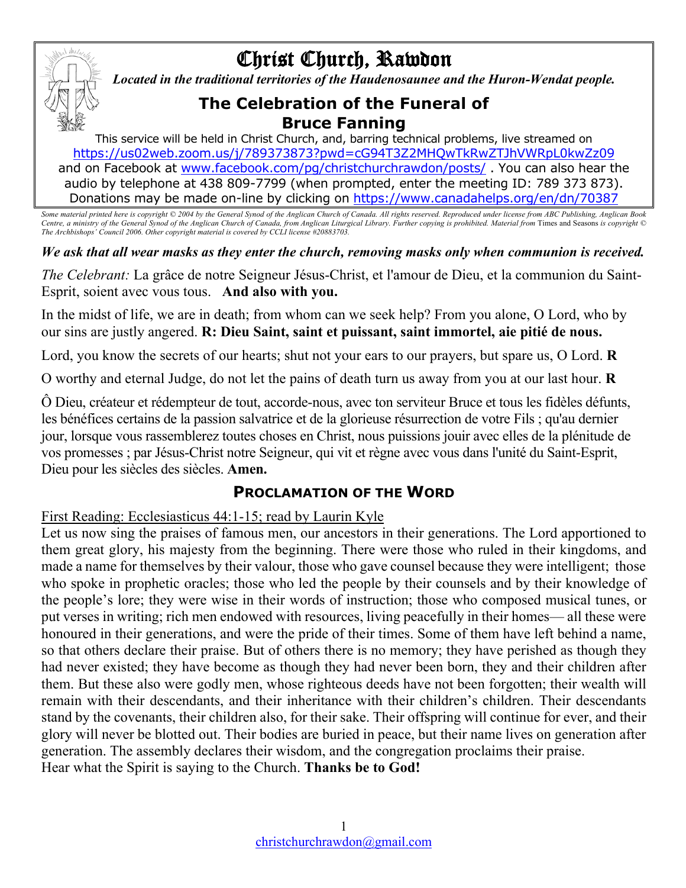# Christ Church, Rawdon

***Located in the traditional territories of the Haudenosaunee and the Huron-Wendat people.***

## The Celebration of the Funeral of Bruce Fanning

This service will be held in Christ Church, and, barring technical problems, live streamed on https://us02web.zoom.us/j/789373873?pwd=cG94T3Z2MHQwTkRwZTJhVWRpL0kwZz09 and on Facebook at www.facebook.com/pg/christchurchrawdon/posts/ . You can also hear the audio by telephone at 438 809-7799 (when prompted, enter the meeting ID: 789 373 873). Donations may be made on-line by clicking on https://www.canadahelps.org/en/dn/70387

*Some material printed here is copyright © 2004 by the General Synod of the Anglican Church of Canada. All rights reserved. Reproduced under license from ABC Publishing, Anglican Book Centre, a ministry of the General Synod of the Anglican Church of Canada, from Anglican Liturgical Library. Further copying is prohibited. Material from* Times and Seasons *is copyright © The Archbishops' Council 2006. Other copyright material is covered by CCLI license #20883703.*

***We ask that all wear masks as they enter the church, removing masks only when communion is received.***

*The Celebrant:* La grâce de notre Seigneur Jésus-Christ, et l'amour de Dieu, et la communion du Saint-Esprit, soient avec vous tous. **And also with you.**

In the midst of life, we are in death; from whom can we seek help? From you alone, O Lord, who by our sins are justly angered. **R: Dieu Saint, saint et puissant, saint immortel, aie pitié de nous.**

Lord, you know the secrets of our hearts; shut not your ears to our prayers, but spare us, O Lord. **R**

O worthy and eternal Judge, do not let the pains of death turn us away from you at our last hour. **R**

Ô Dieu, créateur et rédempteur de tout, accorde-nous, avec ton serviteur Bruce et tous les fidèles défunts, les bénéfices certains de la passion salvatrice et de la glorieuse résurrection de votre Fils ; qu'au dernier jour, lorsque vous rassemblerez toutes choses en Christ, nous puissions jouir avec elles de la plénitude de vos promesses ; par Jésus-Christ notre Seigneur, qui vit et règne avec vous dans l'unité du Saint-Esprit, Dieu pour les siècles des siècles. **Amen.**

### Proclamation of the Word

First Reading: Ecclesiasticus 44:1-15; read by Laurin Kyle

Let us now sing the praises of famous men, our ancestors in their generations. The Lord apportioned to them great glory, his majesty from the beginning. There were those who ruled in their kingdoms, and made a name for themselves by their valour, those who gave counsel because they were intelligent; those who spoke in prophetic oracles; those who led the people by their counsels and by their knowledge of the people's lore; they were wise in their words of instruction; those who composed musical tunes, or put verses in writing; rich men endowed with resources, living peacefully in their homes— all these were honoured in their generations, and were the pride of their times. Some of them have left behind a name, so that others declare their praise. But of others there is no memory; they have perished as though they had never existed; they have become as though they had never been born, they and their children after them. But these also were godly men, whose righteous deeds have not been forgotten; their wealth will remain with their descendants, and their inheritance with their children's children. Their descendants stand by the covenants, their children also, for their sake. Their offspring will continue for ever, and their glory will never be blotted out. Their bodies are buried in peace, but their name lives on generation after generation. The assembly declares their wisdom, and the congregation proclaims their praise.
Hear what the Spirit is saying to the Church. **Thanks be to God!**

christchurchrawdon@gmail.com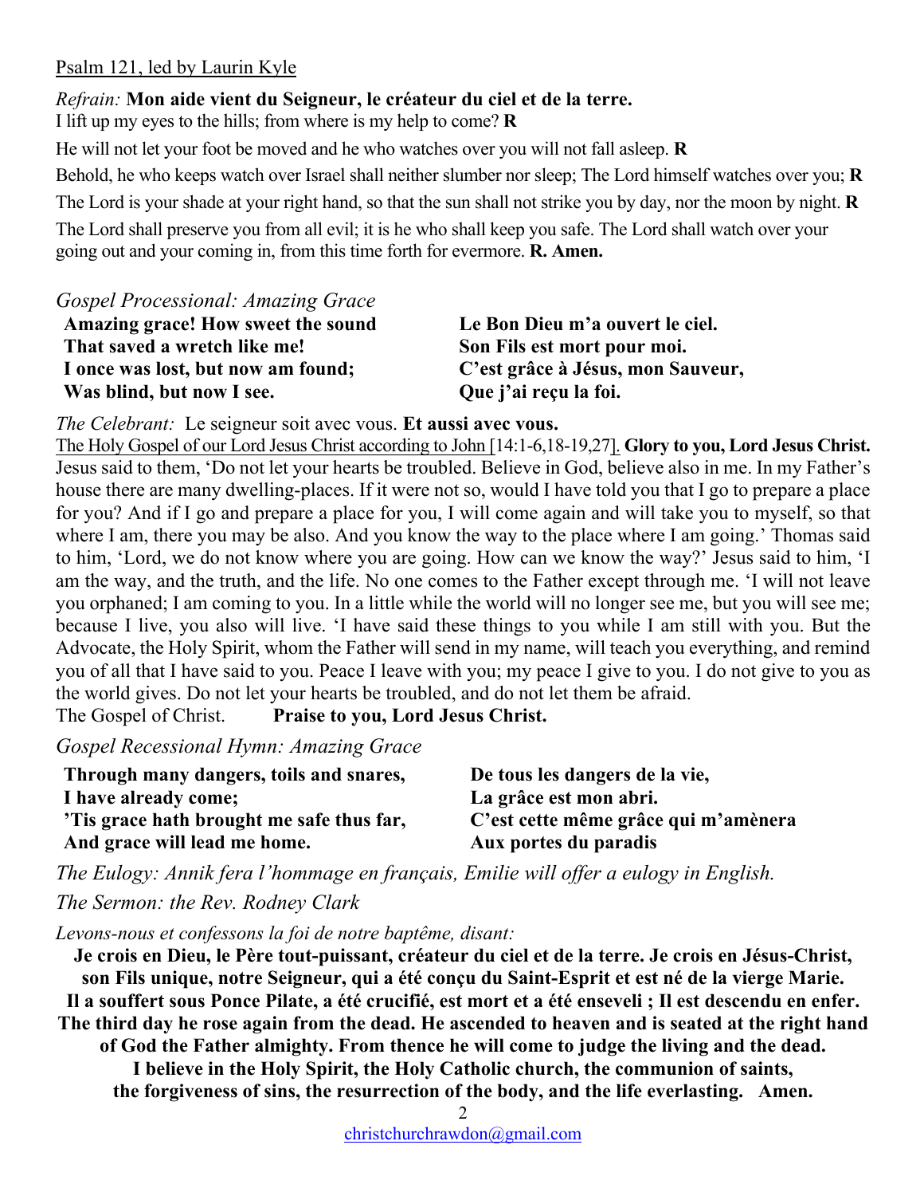<u>Psalm 121, led by Laurin Kyle</u>

*Refrain:* **Mon aide vient du Seigneur, le créateur du ciel et de la terre.**
I lift up my eyes to the hills; from where is my help to come? **R**

He will not let your foot be moved and he who watches over you will not fall asleep. **R**

Behold, he who keeps watch over Israel shall neither slumber nor sleep; The Lord himself watches over you; **R**

The Lord is your shade at your right hand, so that the sun shall not strike you by day, nor the moon by night. **R**

The Lord shall preserve you from all evil; it is he who shall keep you safe. The Lord shall watch over your going out and your coming in, from this time forth for evermore. **R. Amen.**

*Gospel Processional: Amazing Grace*

**Amazing grace! How sweet the sound**
**That saved a wretch like me!**
**I once was lost, but now am found;**
**Was blind, but now I see.**

**Le Bon Dieu m'a ouvert le ciel.**
**Son Fils est mort pour moi.**
**C'est grâce à Jésus, mon Sauveur,**
**Que j'ai reçu la foi.**

*The Celebrant:* Le seigneur soit avec vous. **Et aussi avec vous.**

<u>The Holy Gospel of our Lord Jesus Christ according to John [</u>14:1-6,18-19,27<u>].</u> **Glory to you, Lord Jesus Christ.**
Jesus said to them, 'Do not let your hearts be troubled. Believe in God, believe also in me. In my Father's house there are many dwelling-places. If it were not so, would I have told you that I go to prepare a place for you? And if I go and prepare a place for you, I will come again and will take you to myself, so that where I am, there you may be also. And you know the way to the place where I am going.' Thomas said to him, 'Lord, we do not know where you are going. How can we know the way?' Jesus said to him, 'I am the way, and the truth, and the life. No one comes to the Father except through me. 'I will not leave you orphaned; I am coming to you. In a little while the world will no longer see me, but you will see me; because I live, you also will live. 'I have said these things to you while I am still with you. But the Advocate, the Holy Spirit, whom the Father will send in my name, will teach you everything, and remind you of all that I have said to you. Peace I leave with you; my peace I give to you. I do not give to you as the world gives. Do not let your hearts be troubled, and do not let them be afraid.
The Gospel of Christ. **Praise to you, Lord Jesus Christ.**

*Gospel Recessional Hymn: Amazing Grace*

**Through many dangers, toils and snares,**
**I have already come;**
**'Tis grace hath brought me safe thus far,**
**And grace will lead me home.**

**De tous les dangers de la vie,**
**La grâce est mon abri.**
**C'est cette même grâce qui m'amènera**
**Aux portes du paradis**

*The Eulogy: Annik fera l'hommage en français, Emilie will offer a eulogy in English.*

*The Sermon: the Rev. Rodney Clark*

*Levons-nous et confessons la foi de notre baptême, disant:*

**Je crois en Dieu, le Père tout-puissant, créateur du ciel et de la terre. Je crois en Jésus-Christ, son Fils unique, notre Seigneur, qui a été conçu du Saint-Esprit et est né de la vierge Marie. Il a souffert sous Ponce Pilate, a été crucifié, est mort et a été enseveli ; Il est descendu en enfer. The third day he rose again from the dead. He ascended to heaven and is seated at the right hand of God the Father almighty. From thence he will come to judge the living and the dead. I believe in the Holy Spirit, the Holy Catholic church, the communion of saints, the forgiveness of sins, the resurrection of the body, and the life everlasting. Amen.**

christchurchrawdon@gmail.com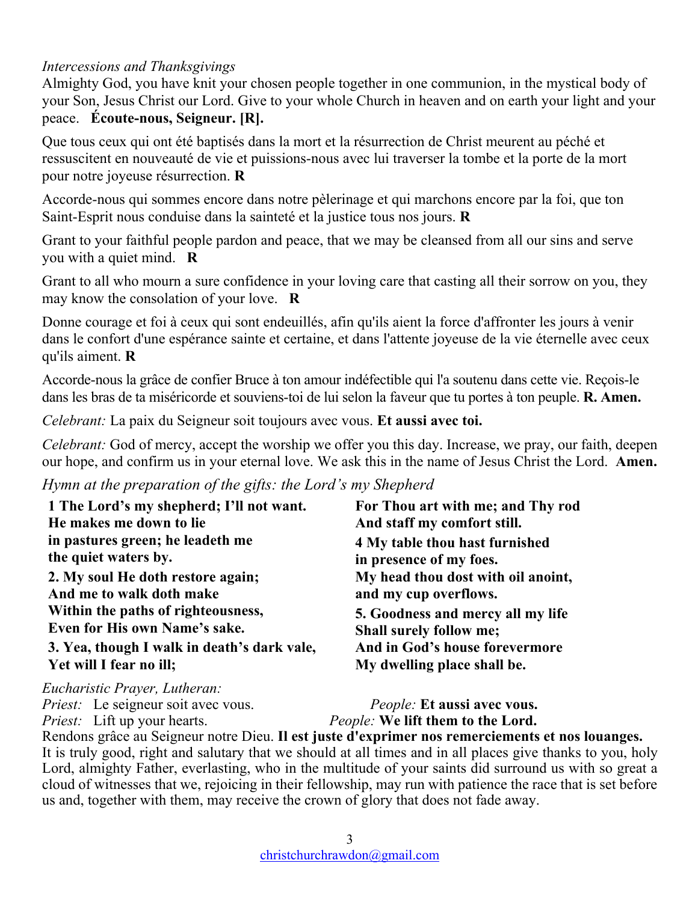*Intercessions and Thanksgivings*

Almighty God, you have knit your chosen people together in one communion, in the mystical body of your Son, Jesus Christ our Lord. Give to your whole Church in heaven and on earth your light and your peace. **Écoute-nous, Seigneur. [R].**

Que tous ceux qui ont été baptisés dans la mort et la résurrection de Christ meurent au péché et ressuscitent en nouveauté de vie et puissions-nous avec lui traverser la tombe et la porte de la mort pour notre joyeuse résurrection. **R**

Accorde-nous qui sommes encore dans notre pèlerinage et qui marchons encore par la foi, que ton Saint-Esprit nous conduise dans la sainteté et la justice tous nos jours. **R**

Grant to your faithful people pardon and peace, that we may be cleansed from all our sins and serve you with a quiet mind. **R**

Grant to all who mourn a sure confidence in your loving care that casting all their sorrow on you, they may know the consolation of your love. **R**

Donne courage et foi à ceux qui sont endeuillés, afin qu'ils aient la force d'affronter les jours à venir dans le confort d'une espérance sainte et certaine, et dans l'attente joyeuse de la vie éternelle avec ceux qu'ils aiment. **R**

Accorde-nous la grâce de confier Bruce à ton amour indéfectible qui l'a soutenu dans cette vie. Reçois-le dans les bras de ta miséricorde et souviens-toi de lui selon la faveur que tu portes à ton peuple. **R. Amen.**

*Celebrant:* La paix du Seigneur soit toujours avec vous. **Et aussi avec toi.**

*Celebrant:* God of mercy, accept the worship we offer you this day. Increase, we pray, our faith, deepen our hope, and confirm us in your eternal love. We ask this in the name of Jesus Christ the Lord. **Amen.**

*Hymn at the preparation of the gifts: the Lord's my Shepherd*

**1 The Lord's my shepherd; I'll not want.**
**He makes me down to lie**
**in pastures green; he leadeth me**
**the quiet waters by.**

**2. My soul He doth restore again;**
**And me to walk doth make**
**Within the paths of righteousness,**
**Even for His own Name's sake.**

**3. Yea, though I walk in death's dark vale,**
**Yet will I fear no ill;**
**For Thou art with me; and Thy rod**
**And staff my comfort still.**

**4 My table thou hast furnished**
**in presence of my foes.**
**My head thou dost with oil anoint,**
**and my cup overflows.**

**5. Goodness and mercy all my life**
**Shall surely follow me;**
**And in God's house forevermore**
**My dwelling place shall be.**

*Eucharistic Prayer, Lutheran:*

*Priest:* Le seigneur soit avec vous. *People:* **Et aussi avec vous.**
*Priest:* Lift up your hearts. *People:* **We lift them to the Lord.**

Rendons grâce au Seigneur notre Dieu. **Il est juste d'exprimer nos remerciements et nos louanges.**

It is truly good, right and salutary that we should at all times and in all places give thanks to you, holy Lord, almighty Father, everlasting, who in the multitude of your saints did surround us with so great a cloud of witnesses that we, rejoicing in their fellowship, may run with patience the race that is set before us and, together with them, may receive the crown of glory that does not fade away.

christchurchrawdon@gmail.com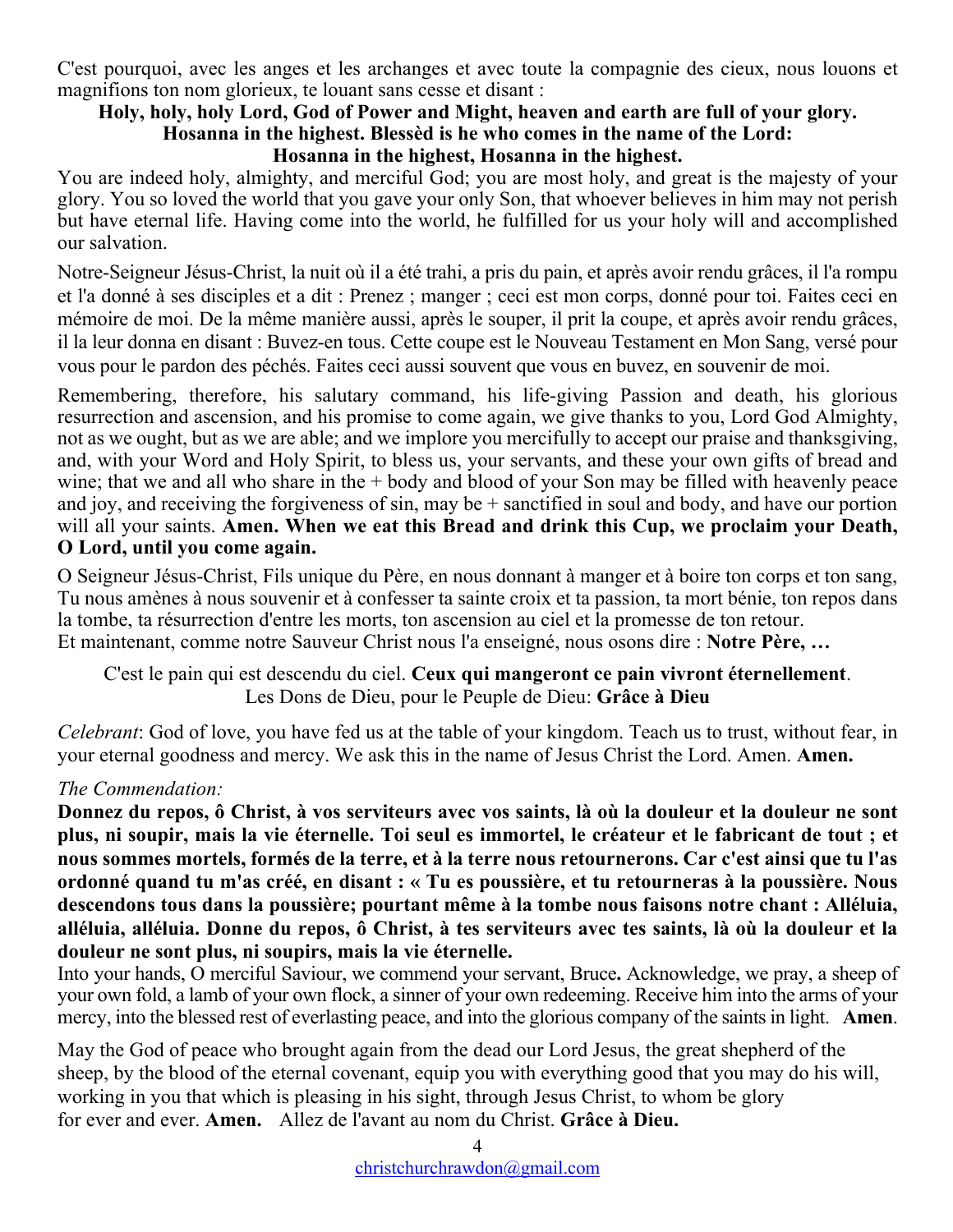C'est pourquoi, avec les anges et les archanges et avec toute la compagnie des cieux, nous louons et magnifions ton nom glorieux, te louant sans cesse et disant :

**Holy, holy, holy Lord, God of Power and Might, heaven and earth are full of your glory.
Hosanna in the highest. Blessèd is he who comes in the name of the Lord:
Hosanna in the highest, Hosanna in the highest.**

You are indeed holy, almighty, and merciful God; you are most holy, and great is the majesty of your glory. You so loved the world that you gave your only Son, that whoever believes in him may not perish but have eternal life. Having come into the world, he fulfilled for us your holy will and accomplished our salvation.

Notre-Seigneur Jésus-Christ, la nuit où il a été trahi, a pris du pain, et après avoir rendu grâces, il l'a rompu et l'a donné à ses disciples et a dit : Prenez ; manger ; ceci est mon corps, donné pour toi. Faites ceci en mémoire de moi. De la même manière aussi, après le souper, il prit la coupe, et après avoir rendu grâces, il la leur donna en disant : Buvez-en tous. Cette coupe est le Nouveau Testament en Mon Sang, versé pour vous pour le pardon des péchés. Faites ceci aussi souvent que vous en buvez, en souvenir de moi.

Remembering, therefore, his salutary command, his life-giving Passion and death, his glorious resurrection and ascension, and his promise to come again, we give thanks to you, Lord God Almighty, not as we ought, but as we are able; and we implore you mercifully to accept our praise and thanksgiving, and, with your Word and Holy Spirit, to bless us, your servants, and these your own gifts of bread and wine; that we and all who share in the + body and blood of your Son may be filled with heavenly peace and joy, and receiving the forgiveness of sin, may be + sanctified in soul and body, and have our portion will all your saints. **Amen. When we eat this Bread and drink this Cup, we proclaim your Death, O Lord, until you come again.**

O Seigneur Jésus-Christ, Fils unique du Père, en nous donnant à manger et à boire ton corps et ton sang, Tu nous amènes à nous souvenir et à confesser ta sainte croix et ta passion, ta mort bénie, ton repos dans la tombe, ta résurrection d'entre les morts, ton ascension au ciel et la promesse de ton retour.
Et maintenant, comme notre Sauveur Christ nous l'a enseigné, nous osons dire : **Notre Père, …**

C'est le pain qui est descendu du ciel. **Ceux qui mangeront ce pain vivront éternellement**.
Les Dons de Dieu, pour le Peuple de Dieu: **Grâce à Dieu**

*Celebrant*: God of love, you have fed us at the table of your kingdom. Teach us to trust, without fear, in your eternal goodness and mercy. We ask this in the name of Jesus Christ the Lord. Amen. **Amen.**

*The Commendation:*

**Donnez du repos, ô Christ, à vos serviteurs avec vos saints, là où la douleur et la douleur ne sont plus, ni soupir, mais la vie éternelle. Toi seul es immortel, le créateur et le fabricant de tout ; et nous sommes mortels, formés de la terre, et à la terre nous retournerons. Car c'est ainsi que tu l'as ordonné quand tu m'as créé, en disant : « Tu es poussière, et tu retourneras à la poussière. Nous descendons tous dans la poussière; pourtant même à la tombe nous faisons notre chant : Alléluia, alléluia, alléluia. Donne du repos, ô Christ, à tes serviteurs avec tes saints, là où la douleur et la douleur ne sont plus, ni soupirs, mais la vie éternelle.**

Into your hands, O merciful Saviour, we commend your servant, Bruce**.** Acknowledge, we pray, a sheep of your own fold, a lamb of your own flock, a sinner of your own redeeming. Receive him into the arms of your mercy, into the blessed rest of everlasting peace, and into the glorious company of the saints in light. **Amen**.

May the God of peace who brought again from the dead our Lord Jesus, the great shepherd of the sheep, by the blood of the eternal covenant, equip you with everything good that you may do his will, working in you that which is pleasing in his sight, through Jesus Christ, to whom be glory for ever and ever. **Amen.** Allez de l'avant au nom du Christ. **Grâce à Dieu.**

christchurchrawdon@gmail.com